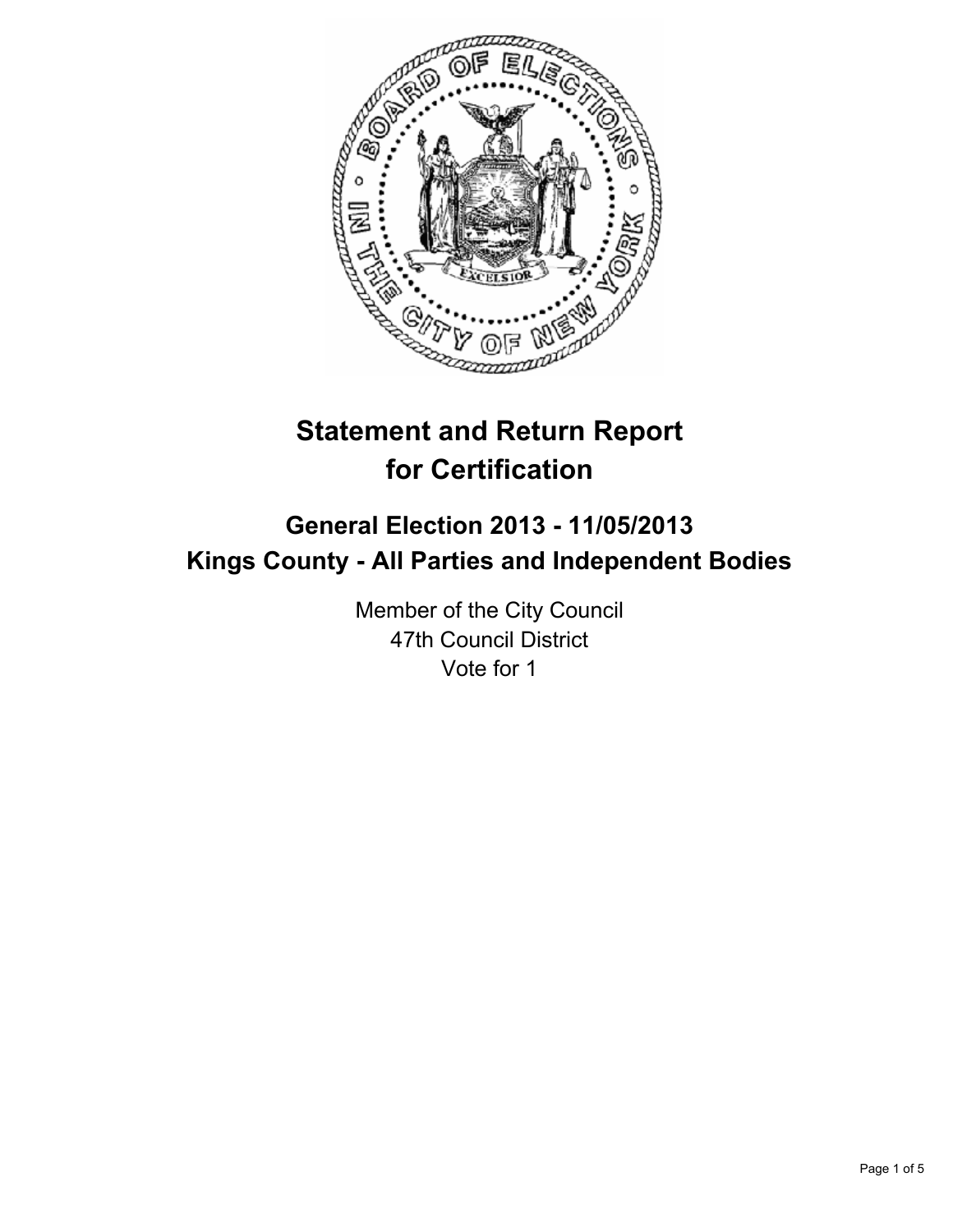# Statement and Return Report for Certification

## General Election 2013 - 11/05/2013
## Kings County - All Parties and Independent Bodies

Member of the City Council
47th Council District
Vote for 1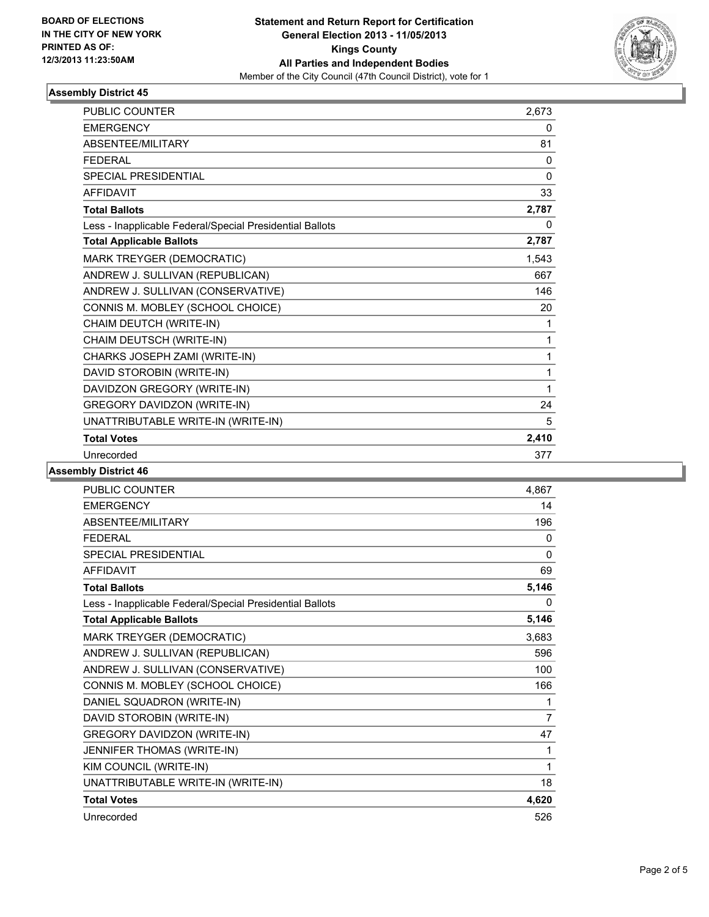**BOARD OF ELECTIONS IN THE CITY OF NEW YORK PRINTED AS OF: 12/3/2013 11:23:50AM**

**Statement and Return Report for Certification**
**General Election 2013 - 11/05/2013**
**Kings County**
**All Parties and Independent Bodies**
Member of the City Council (47th Council District), vote for 1

### Assembly District 45

| | |
|---|---|
| PUBLIC COUNTER | 2,673 |
| EMERGENCY | 0 |
| ABSENTEE/MILITARY | 81 |
| FEDERAL | 0 |
| SPECIAL PRESIDENTIAL | 0 |
| AFFIDAVIT | 33 |
| **Total Ballots** | **2,787** |
| Less - Inapplicable Federal/Special Presidential Ballots | 0 |
| **Total Applicable Ballots** | **2,787** |
| MARK TREYGER (DEMOCRATIC) | 1,543 |
| ANDREW J. SULLIVAN (REPUBLICAN) | 667 |
| ANDREW J. SULLIVAN (CONSERVATIVE) | 146 |
| CONNIS M. MOBLEY (SCHOOL CHOICE) | 20 |
| CHAIM DEUTCH (WRITE-IN) | 1 |
| CHAIM DEUTSCH (WRITE-IN) | 1 |
| CHARKS JOSEPH ZAMI (WRITE-IN) | 1 |
| DAVID STOROBIN (WRITE-IN) | 1 |
| DAVIDZON GREGORY (WRITE-IN) | 1 |
| GREGORY DAVIDZON (WRITE-IN) | 24 |
| UNATTRIBUTABLE WRITE-IN (WRITE-IN) | 5 |
| **Total Votes** | **2,410** |
| Unrecorded | 377 |

### Assembly District 46

| | |
|---|---|
| PUBLIC COUNTER | 4,867 |
| EMERGENCY | 14 |
| ABSENTEE/MILITARY | 196 |
| FEDERAL | 0 |
| SPECIAL PRESIDENTIAL | 0 |
| AFFIDAVIT | 69 |
| **Total Ballots** | **5,146** |
| Less - Inapplicable Federal/Special Presidential Ballots | 0 |
| **Total Applicable Ballots** | **5,146** |
| MARK TREYGER (DEMOCRATIC) | 3,683 |
| ANDREW J. SULLIVAN (REPUBLICAN) | 596 |
| ANDREW J. SULLIVAN (CONSERVATIVE) | 100 |
| CONNIS M. MOBLEY (SCHOOL CHOICE) | 166 |
| DANIEL SQUADRON (WRITE-IN) | 1 |
| DAVID STOROBIN (WRITE-IN) | 7 |
| GREGORY DAVIDZON (WRITE-IN) | 47 |
| JENNIFER THOMAS (WRITE-IN) | 1 |
| KIM COUNCIL (WRITE-IN) | 1 |
| UNATTRIBUTABLE WRITE-IN (WRITE-IN) | 18 |
| **Total Votes** | **4,620** |
| Unrecorded | 526 |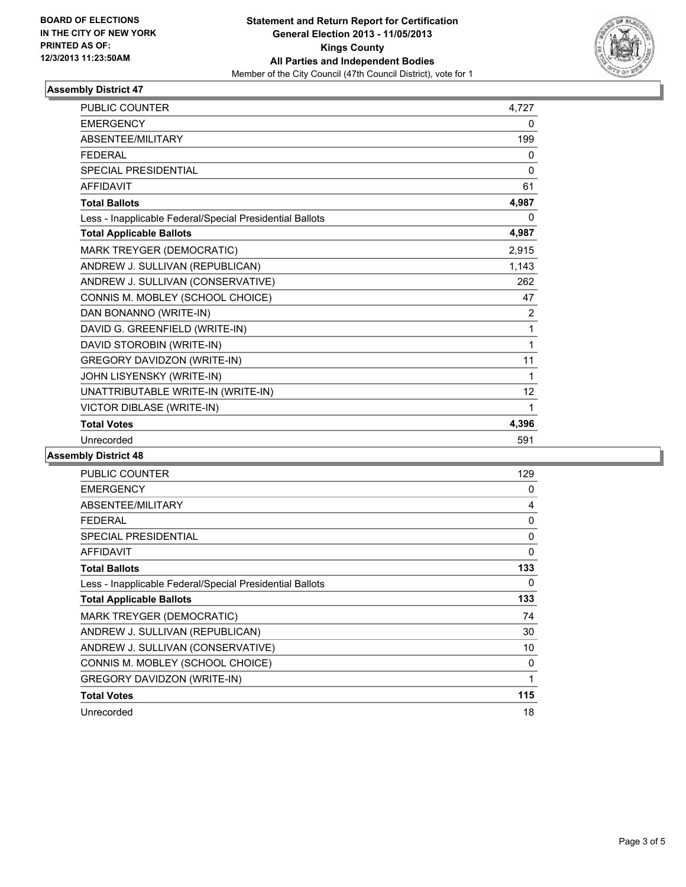BOARD OF ELECTIONS
IN THE CITY OF NEW YORK
PRINTED AS OF:
12/3/2013 11:23:50AM

**Statement and Return Report for Certification**
**General Election 2013 - 11/05/2013**
**Kings County**
**All Parties and Independent Bodies**
Member of the City Council (47th Council District), vote for 1

### Assembly District 47

| | |
|---|---|
| PUBLIC COUNTER | 4,727 |
| EMERGENCY | 0 |
| ABSENTEE/MILITARY | 199 |
| FEDERAL | 0 |
| SPECIAL PRESIDENTIAL | 0 |
| AFFIDAVIT | 61 |
| **Total Ballots** | **4,987** |
| Less - Inapplicable Federal/Special Presidential Ballots | 0 |
| **Total Applicable Ballots** | **4,987** |
| MARK TREYGER (DEMOCRATIC) | 2,915 |
| ANDREW J. SULLIVAN (REPUBLICAN) | 1,143 |
| ANDREW J. SULLIVAN (CONSERVATIVE) | 262 |
| CONNIS M. MOBLEY (SCHOOL CHOICE) | 47 |
| DAN BONANNO (WRITE-IN) | 2 |
| DAVID G. GREENFIELD (WRITE-IN) | 1 |
| DAVID STOROBIN (WRITE-IN) | 1 |
| GREGORY DAVIDZON (WRITE-IN) | 11 |
| JOHN LISYENSKY (WRITE-IN) | 1 |
| UNATTRIBUTABLE WRITE-IN (WRITE-IN) | 12 |
| VICTOR DIBLASE (WRITE-IN) | 1 |
| **Total Votes** | **4,396** |
| Unrecorded | 591 |

### Assembly District 48

| | |
|---|---|
| PUBLIC COUNTER | 129 |
| EMERGENCY | 0 |
| ABSENTEE/MILITARY | 4 |
| FEDERAL | 0 |
| SPECIAL PRESIDENTIAL | 0 |
| AFFIDAVIT | 0 |
| **Total Ballots** | **133** |
| Less - Inapplicable Federal/Special Presidential Ballots | 0 |
| **Total Applicable Ballots** | **133** |
| MARK TREYGER (DEMOCRATIC) | 74 |
| ANDREW J. SULLIVAN (REPUBLICAN) | 30 |
| ANDREW J. SULLIVAN (CONSERVATIVE) | 10 |
| CONNIS M. MOBLEY (SCHOOL CHOICE) | 0 |
| GREGORY DAVIDZON (WRITE-IN) | 1 |
| **Total Votes** | **115** |
| Unrecorded | 18 |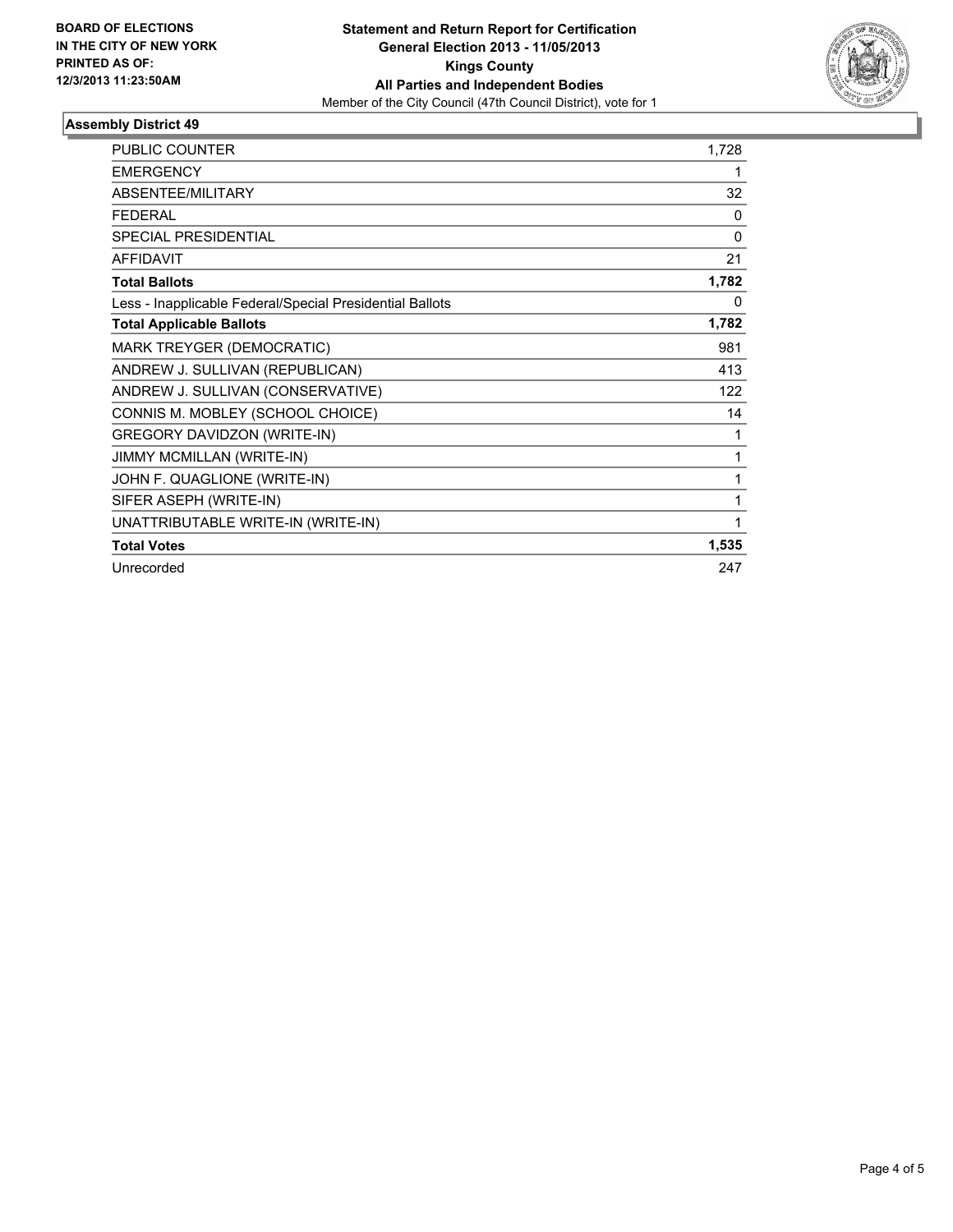**BOARD OF ELECTIONS IN THE CITY OF NEW YORK PRINTED AS OF: 12/3/2013 11:23:50AM**

**Statement and Return Report for Certification**
**General Election 2013 - 11/05/2013**
**Kings County**
**All Parties and Independent Bodies**
Member of the City Council (47th Council District), vote for 1

## Assembly District 49

| | |
|---|---|
| PUBLIC COUNTER | 1,728 |
| EMERGENCY | 1 |
| ABSENTEE/MILITARY | 32 |
| FEDERAL | 0 |
| SPECIAL PRESIDENTIAL | 0 |
| AFFIDAVIT | 21 |
| **Total Ballots** | **1,782** |
| Less - Inapplicable Federal/Special Presidential Ballots | 0 |
| **Total Applicable Ballots** | **1,782** |
| MARK TREYGER (DEMOCRATIC) | 981 |
| ANDREW J. SULLIVAN (REPUBLICAN) | 413 |
| ANDREW J. SULLIVAN (CONSERVATIVE) | 122 |
| CONNIS M. MOBLEY (SCHOOL CHOICE) | 14 |
| GREGORY DAVIDZON (WRITE-IN) | 1 |
| JIMMY MCMILLAN (WRITE-IN) | 1 |
| JOHN F. QUAGLIONE (WRITE-IN) | 1 |
| SIFER ASEPH (WRITE-IN) | 1 |
| UNATTRIBUTABLE WRITE-IN (WRITE-IN) | 1 |
| **Total Votes** | **1,535** |
| Unrecorded | 247 |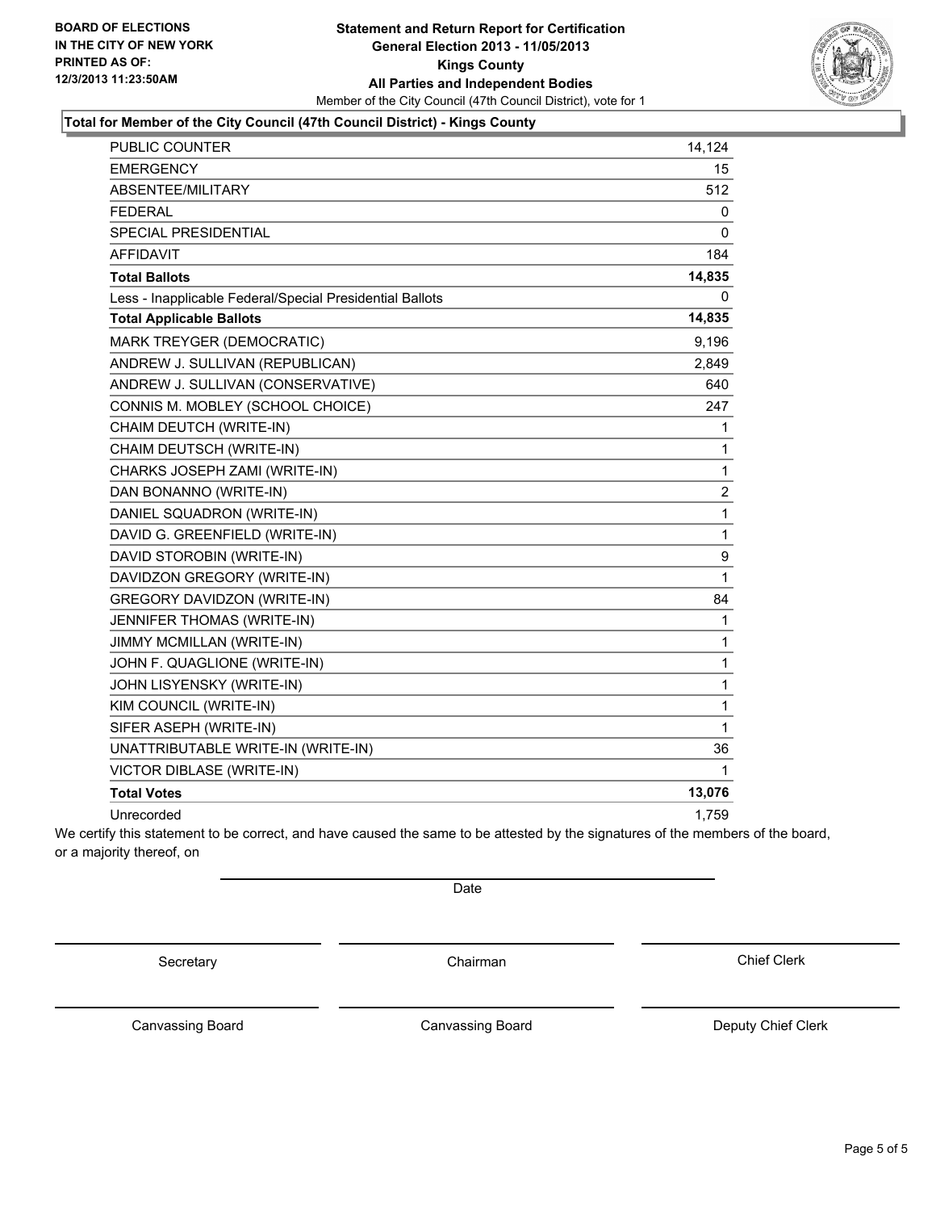**BOARD OF ELECTIONS IN THE CITY OF NEW YORK PRINTED AS OF: 12/3/2013 11:23:50AM**

**Statement and Return Report for Certification**
**General Election 2013 - 11/05/2013**
**Kings County**
**All Parties and Independent Bodies**
Member of the City Council (47th Council District), vote for 1

**Total for Member of the City Council (47th Council District) - Kings County**

| | |
|---|---|
| PUBLIC COUNTER | 14,124 |
| EMERGENCY | 15 |
| ABSENTEE/MILITARY | 512 |
| FEDERAL | 0 |
| SPECIAL PRESIDENTIAL | 0 |
| AFFIDAVIT | 184 |
| **Total Ballots** | **14,835** |
| Less - Inapplicable Federal/Special Presidential Ballots | 0 |
| **Total Applicable Ballots** | **14,835** |
| MARK TREYGER (DEMOCRATIC) | 9,196 |
| ANDREW J. SULLIVAN (REPUBLICAN) | 2,849 |
| ANDREW J. SULLIVAN (CONSERVATIVE) | 640 |
| CONNIS M. MOBLEY (SCHOOL CHOICE) | 247 |
| CHAIM DEUTCH (WRITE-IN) | 1 |
| CHAIM DEUTSCH (WRITE-IN) | 1 |
| CHARKS JOSEPH ZAMI (WRITE-IN) | 1 |
| DAN BONANNO (WRITE-IN) | 2 |
| DANIEL SQUADRON (WRITE-IN) | 1 |
| DAVID G. GREENFIELD (WRITE-IN) | 1 |
| DAVID STOROBIN (WRITE-IN) | 9 |
| DAVIDZON GREGORY (WRITE-IN) | 1 |
| GREGORY DAVIDZON (WRITE-IN) | 84 |
| JENNIFER THOMAS (WRITE-IN) | 1 |
| JIMMY MCMILLAN (WRITE-IN) | 1 |
| JOHN F. QUAGLIONE (WRITE-IN) | 1 |
| JOHN LISYENSKY (WRITE-IN) | 1 |
| KIM COUNCIL (WRITE-IN) | 1 |
| SIFER ASEPH (WRITE-IN) | 1 |
| UNATTRIBUTABLE WRITE-IN (WRITE-IN) | 36 |
| VICTOR DIBLASE (WRITE-IN) | 1 |
| **Total Votes** | **13,076** |
| Unrecorded | 1,759 |

We certify this statement to be correct, and have caused the same to be attested by the signatures of the members of the board, or a majority thereof, on

Date

Secretary | Chairman | Chief Clerk

Canvassing Board | Canvassing Board | Deputy Chief Clerk